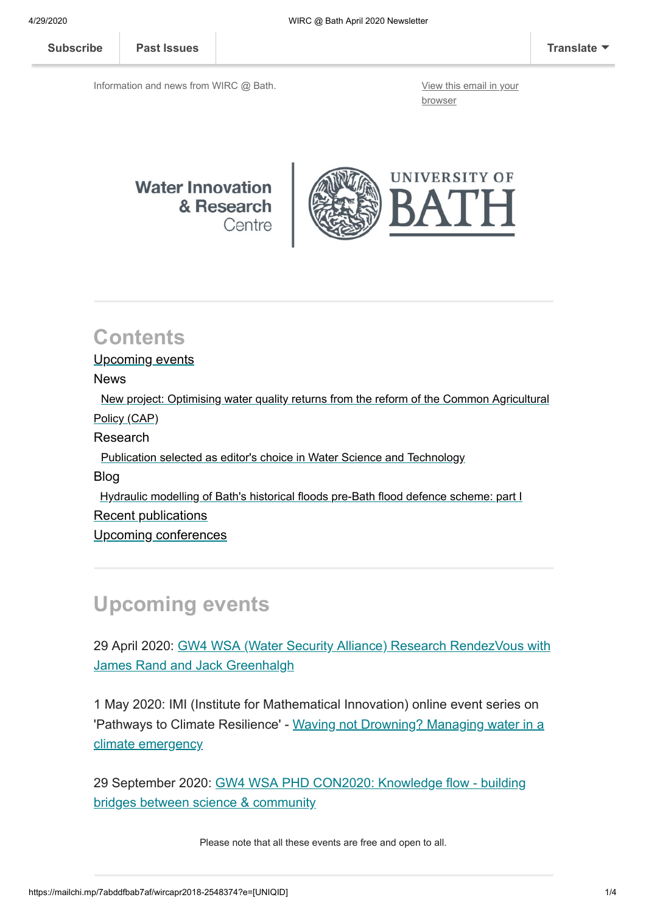Subscribe | Past Issues | Translate

Information and news from WIRC @ Bath.

View this email in your browser

Water Innovation & Research Centre | UNIVERSITY OF BATH

## Contents

Upcoming events

News

New project: Optimising water quality returns from the reform of the Common Agricultural Policy (CAP)

Research

Publication selected as editor's choice in Water Science and Technology

Blog

Hydraulic modelling of Bath's historical floods pre-Bath flood defence scheme: part I

Recent publications

Upcoming conferences

## Upcoming events

29 April 2020: GW4 WSA (Water Security Alliance) Research RendezVous with James Rand and Jack Greenhalgh

1 May 2020: IMI (Institute for Mathematical Innovation) online event series on 'Pathways to Climate Resilience' - Waving not Drowning? Managing water in a climate emergency

29 September 2020: GW4 WSA PHD CON2020: Knowledge flow - building bridges between science & community

Please note that all these events are free and open to all.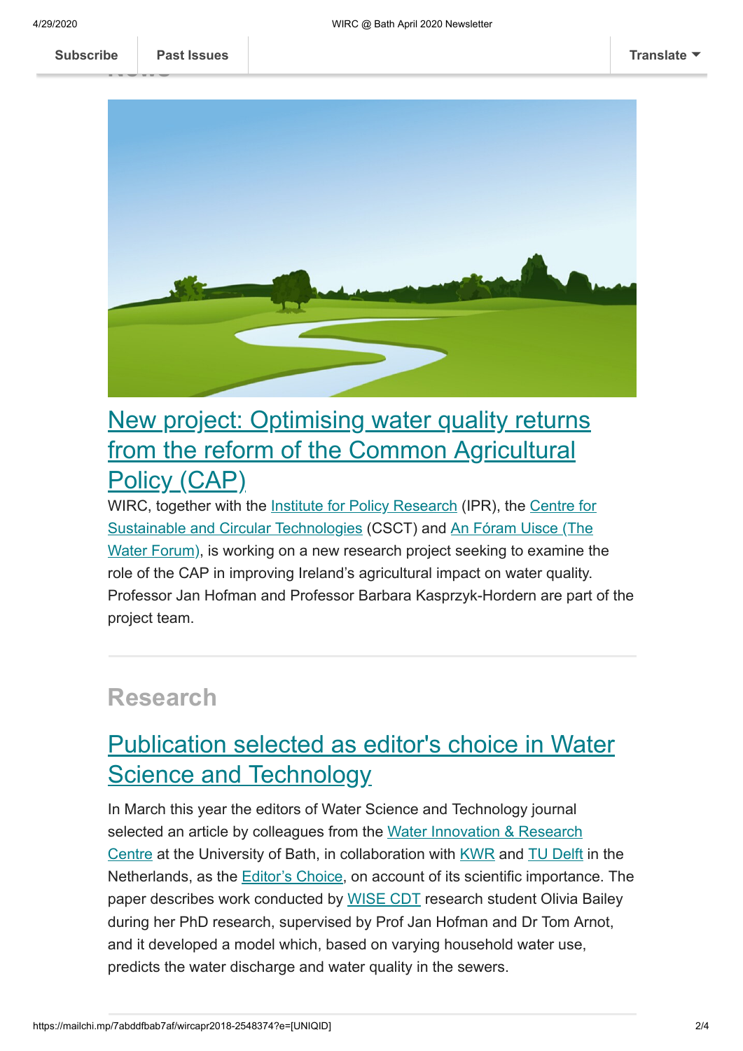## New project: Optimising water quality returns from the reform of the Common Agricultural Policy (CAP)

WIRC, together with the Institute for Policy Research (IPR), the Centre for Sustainable and Circular Technologies (CSCT) and An Fóram Uisce (The Water Forum), is working on a new research project seeking to examine the role of the CAP in improving Ireland's agricultural impact on water quality. Professor Jan Hofman and Professor Barbara Kasprzyk-Hordern are part of the project team.

# Research

## Publication selected as editor's choice in Water Science and Technology

In March this year the editors of Water Science and Technology journal selected an article by colleagues from the Water Innovation & Research Centre at the University of Bath, in collaboration with KWR and TU Delft in the Netherlands, as the Editor's Choice, on account of its scientific importance. The paper describes work conducted by WISE CDT research student Olivia Bailey during her PhD research, supervised by Prof Jan Hofman and Dr Tom Arnot, and it developed a model which, based on varying household water use, predicts the water discharge and water quality in the sewers.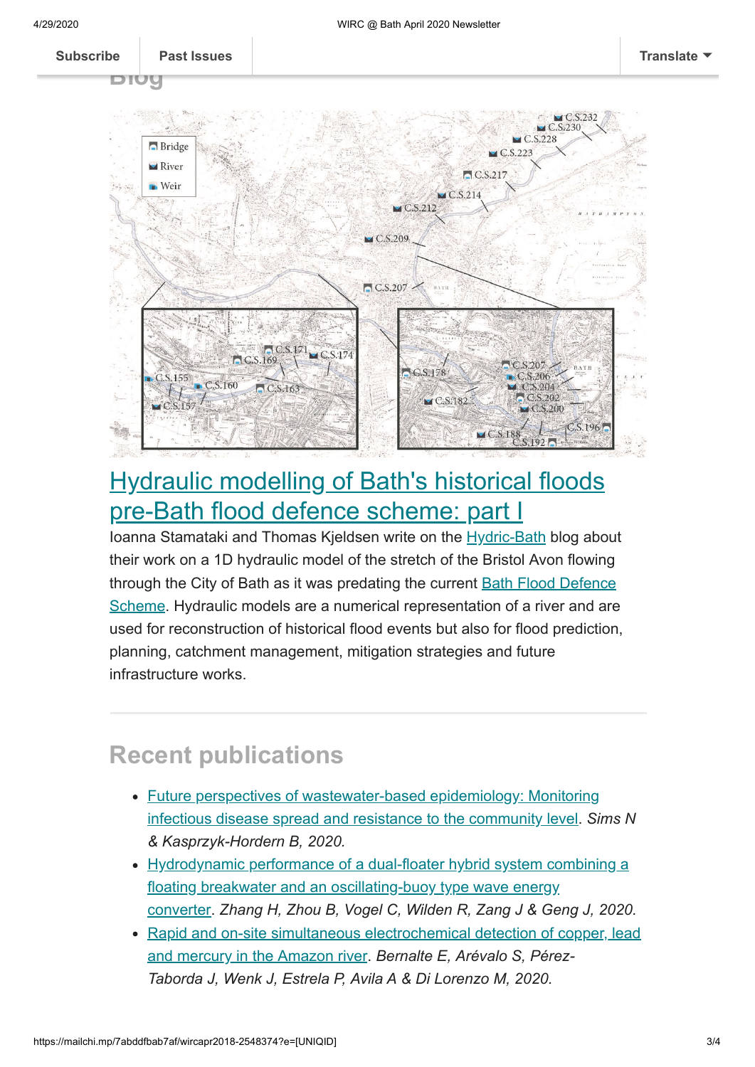## Blog

## [Hydraulic modelling of Bath's historical floods pre-Bath flood defence scheme: part I]

Ioanna Stamataki and Thomas Kjeldsen write on the [Hydric-Bath] blog about their work on a 1D hydraulic model of the stretch of the Bristol Avon flowing through the City of Bath as it was predating the current [Bath Flood Defence Scheme]. Hydraulic models are a numerical representation of a river and are used for reconstruction of historical flood events but also for flood prediction, planning, catchment management, mitigation strategies and future infrastructure works.

---

## Recent publications

- [Future perspectives of wastewater-based epidemiology: Monitoring infectious disease spread and resistance to the community level]. *Sims N & Kasprzyk-Hordern B, 2020.*
- [Hydrodynamic performance of a dual-floater hybrid system combining a floating breakwater and an oscillating-buoy type wave energy converter]. *Zhang H, Zhou B, Vogel C, Wilden R, Zang J & Geng J, 2020.*
- [Rapid and on-site simultaneous electrochemical detection of copper, lead and mercury in the Amazon river]. *Bernalte E, Arévalo S, Pérez-Taborda J, Wenk J, Estrela P, Avila A & Di Lorenzo M, 2020.*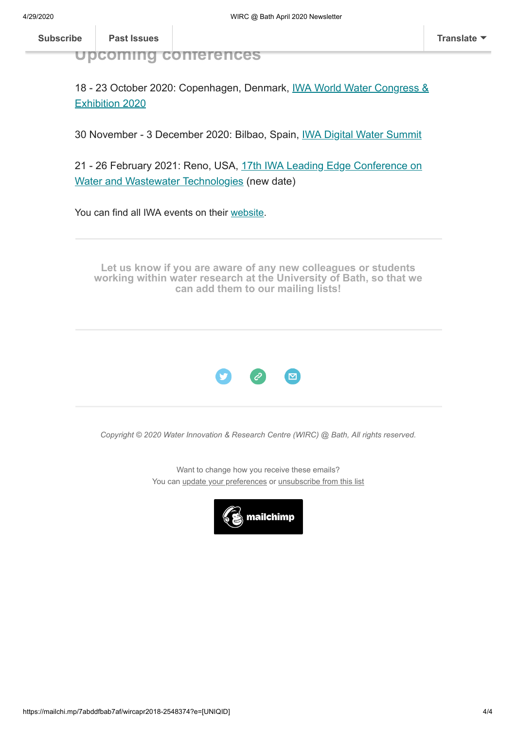## Upcoming conferences

18 - 23 October 2020: Copenhagen, Denmark, IWA World Water Congress & Exhibition 2020

30 November - 3 December 2020: Bilbao, Spain, IWA Digital Water Summit

21 - 26 February 2021: Reno, USA, 17th IWA Leading Edge Conference on Water and Wastewater Technologies (new date)

You can find all IWA events on their website.

**Let us know if you are aware of any new colleagues or students working within water research at the University of Bath, so that we can add them to our mailing lists!**

*Copyright © 2020 Water Innovation & Research Centre (WIRC) @ Bath, All rights reserved.*

Want to change how you receive these emails?
You can update your preferences or unsubscribe from this list